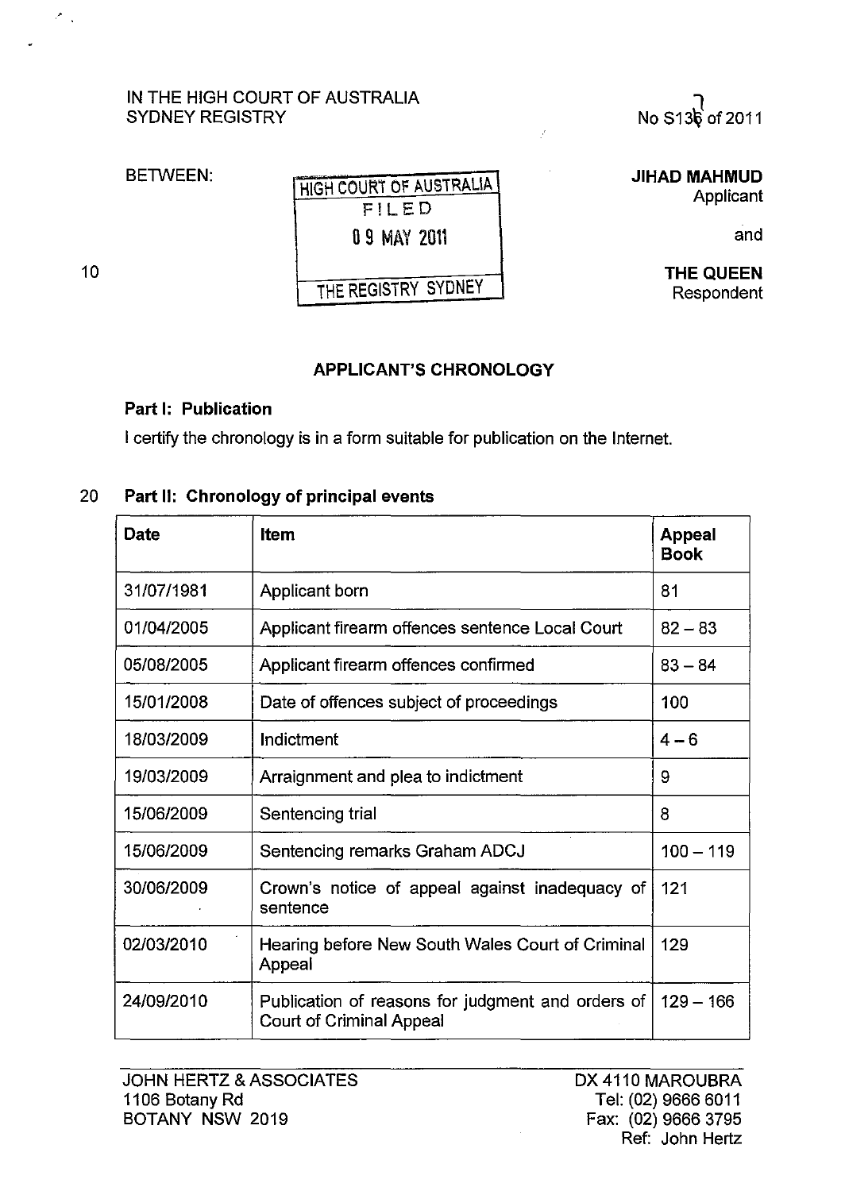IN THE HIGH COURT OF AUSTRALIA
SYDNEY REGISTRY

No S136 of 2011

BETWEEN:

HIGH COURT OF AUSTRALIA
FILED
09 MAY 2011
THE REGISTRY SYDNEY

**JIHAD MAHMUD**
Applicant

and

**THE QUEEN**
Respondent

## APPLICANT'S CHRONOLOGY

### Part I: Publication

I certify the chronology is in a form suitable for publication on the Internet.

### Part II: Chronology of principal events

| Date | Item | Appeal Book |
|---|---|---|
| 31/07/1981 | Applicant born | 81 |
| 01/04/2005 | Applicant firearm offences sentence Local Court | 82 – 83 |
| 05/08/2005 | Applicant firearm offences confirmed | 83 – 84 |
| 15/01/2008 | Date of offences subject of proceedings | 100 |
| 18/03/2009 | Indictment | 4 – 6 |
| 19/03/2009 | Arraignment and plea to indictment | 9 |
| 15/06/2009 | Sentencing trial | 8 |
| 15/06/2009 | Sentencing remarks Graham ADCJ | 100 – 119 |
| 30/06/2009 | Crown's notice of appeal against inadequacy of sentence | 121 |
| 02/03/2010 | Hearing before New South Wales Court of Criminal Appeal | 129 |
| 24/09/2010 | Publication of reasons for judgment and orders of Court of Criminal Appeal | 129 – 166 |

JOHN HERTZ & ASSOCIATES
1106 Botany Rd
BOTANY NSW 2019

DX 4110 MAROUBRA
Tel: (02) 9666 6011
Fax: (02) 9666 3795
Ref: John Hertz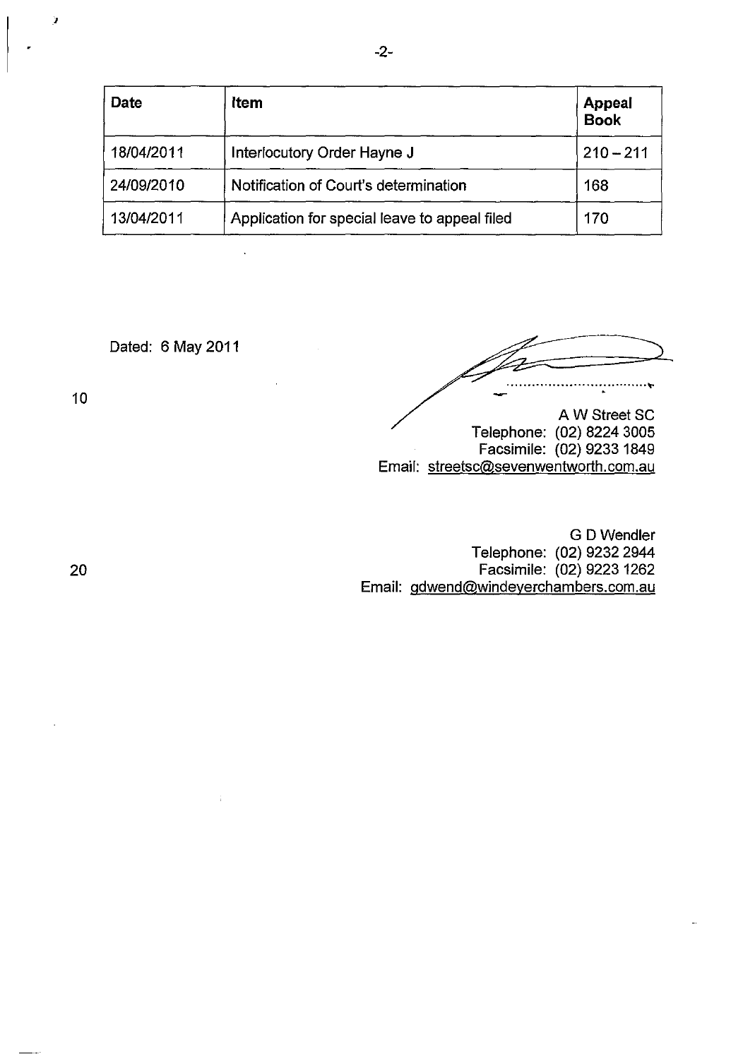| Date | Item | Appeal Book |
|---|---|---|
| 18/04/2011 | Interlocutory Order Hayne J | 210 – 211 |
| 24/09/2010 | Notification of Court's determination | 168 |
| 13/04/2011 | Application for special leave to appeal filed | 170 |

Dated: 6 May 2011

A W Street SC
Telephone: (02) 8224 3005
Facsimile: (02) 9233 1849
Email: streetsc@sevenwentworth.com.au

G D Wendler
Telephone: (02) 9232 2944
Facsimile: (02) 9223 1262
Email: gdwend@windeyerchambers.com.au